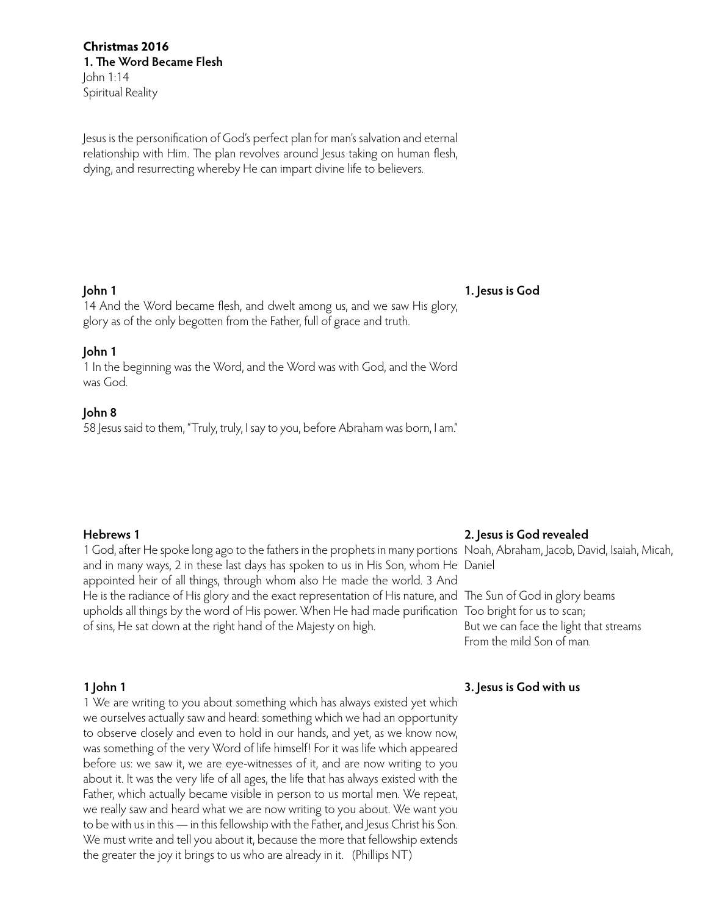**Christmas 2016**

**1. The Word Became Flesh**

John 1:14

Spiritual Reality

Jesus is the personification of God's perfect plan for man's salvation and eternal relationship with Him. The plan revolves around Jesus taking on human flesh, dying, and resurrecting whereby He can impart divine life to believers.

### 1. Jesus is God

**John 1**

14 And the Word became flesh, and dwelt among us, and we saw His glory, glory as of the only begotten from the Father, full of grace and truth.

**John 1**

1 In the beginning was the Word, and the Word was with God, and the Word was God.

**John 8**

58 Jesus said to them, "Truly, truly, I say to you, before Abraham was born, I am."

### 2. Jesus is God revealed

Noah, Abraham, Jacob, David, Isaiah, Micah, Daniel

**Hebrews 1**

1 God, after He spoke long ago to the fathers in the prophets in many portions and in many ways, 2 in these last days has spoken to us in His Son, whom He appointed heir of all things, through whom also He made the world. 3 And He is the radiance of His glory and the exact representation of His nature, and upholds all things by the word of His power. When He had made purification of sins, He sat down at the right hand of the Majesty on high.

The Sun of God in glory beams
Too bright for us to scan;
But we can face the light that streams
From the mild Son of man.

### 3. Jesus is God with us

**1 John 1**

1 We are writing to you about something which has always existed yet which we ourselves actually saw and heard: something which we had an opportunity to observe closely and even to hold in our hands, and yet, as we know now, was something of the very Word of life himself! For it was life which appeared before us: we saw it, we are eye-witnesses of it, and are now writing to you about it. It was the very life of all ages, the life that has always existed with the Father, which actually became visible in person to us mortal men. We repeat, we really saw and heard what we are now writing to you about. We want you to be with us in this — in this fellowship with the Father, and Jesus Christ his Son. We must write and tell you about it, because the more that fellowship extends the greater the joy it brings to us who are already in it. (Phillips NT)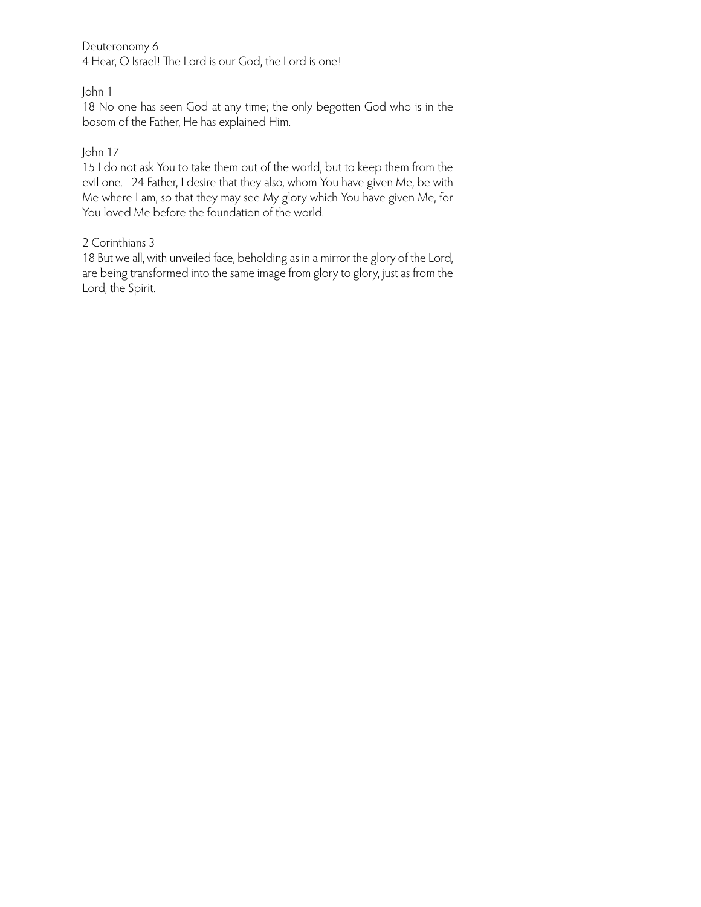Deuteronomy 6
4 Hear, O Israel! The Lord is our God, the Lord is one!

John 1
18 No one has seen God at any time; the only begotten God who is in the bosom of the Father, He has explained Him.

John 17
15 I do not ask You to take them out of the world, but to keep them from the evil one. 24 Father, I desire that they also, whom You have given Me, be with Me where I am, so that they may see My glory which You have given Me, for You loved Me before the foundation of the world.

2 Corinthians 3
18 But we all, with unveiled face, beholding as in a mirror the glory of the Lord, are being transformed into the same image from glory to glory, just as from the Lord, the Spirit.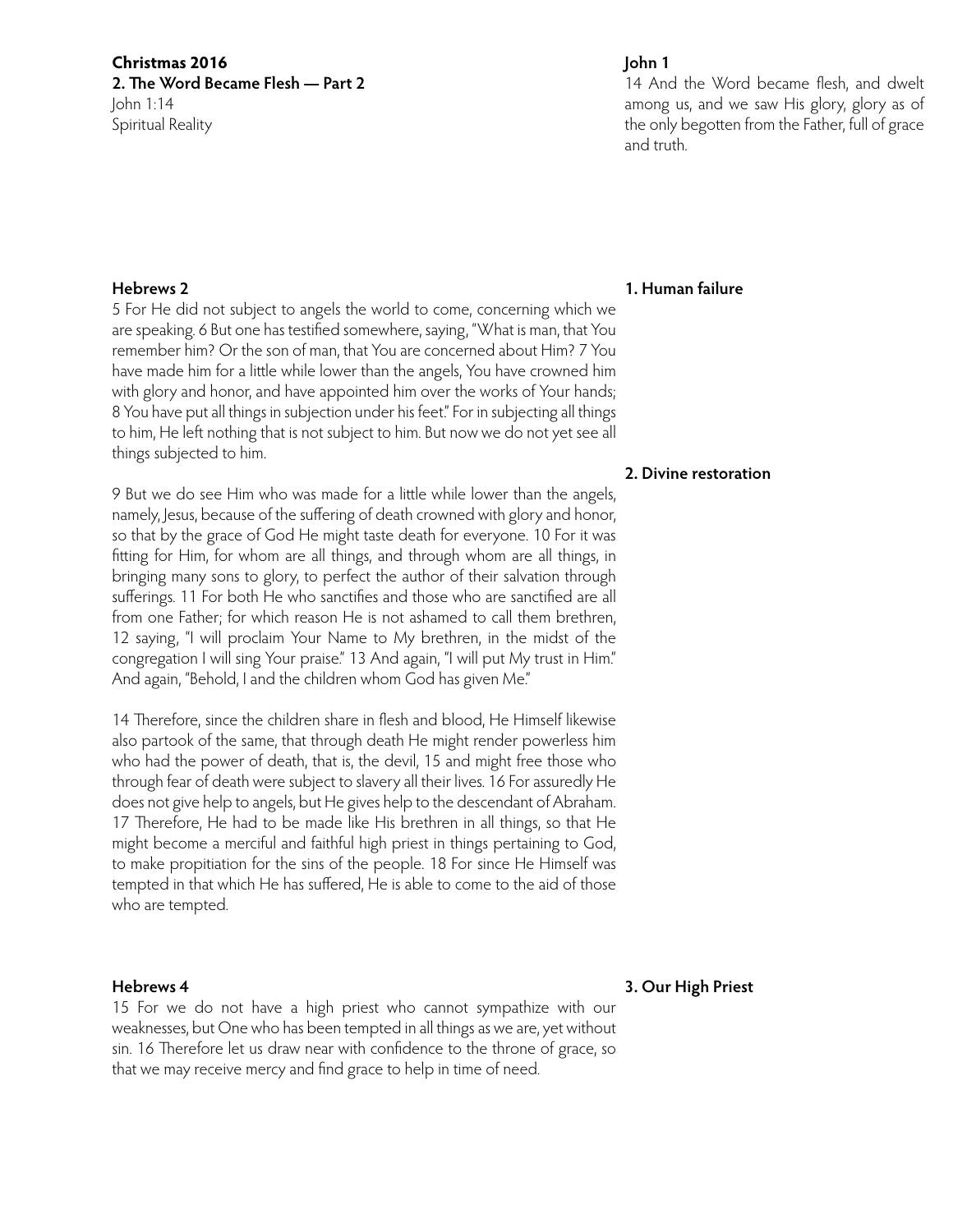**Christmas 2016**
**2. The Word Became Flesh — Part 2**
John 1:14
Spiritual Reality

**John 1**
14 And the Word became flesh, and dwelt among us, and we saw His glory, glory as of the only begotten from the Father, full of grace and truth.

**1. Human failure**

**Hebrews 2**
5 For He did not subject to angels the world to come, concerning which we are speaking. 6 But one has testified somewhere, saying, "What is man, that You remember him? Or the son of man, that You are concerned about Him? 7 You have made him for a little while lower than the angels, You have crowned him with glory and honor, and have appointed him over the works of Your hands; 8 You have put all things in subjection under his feet." For in subjecting all things to him, He left nothing that is not subject to him. But now we do not yet see all things subjected to him.

**2. Divine restoration**

9 But we do see Him who was made for a little while lower than the angels, namely, Jesus, because of the suffering of death crowned with glory and honor, so that by the grace of God He might taste death for everyone. 10 For it was fitting for Him, for whom are all things, and through whom are all things, in bringing many sons to glory, to perfect the author of their salvation through sufferings. 11 For both He who sanctifies and those who are sanctified are all from one Father; for which reason He is not ashamed to call them brethren, 12 saying, "I will proclaim Your Name to My brethren, in the midst of the congregation I will sing Your praise." 13 And again, "I will put My trust in Him." And again, "Behold, I and the children whom God has given Me."

14 Therefore, since the children share in flesh and blood, He Himself likewise also partook of the same, that through death He might render powerless him who had the power of death, that is, the devil, 15 and might free those who through fear of death were subject to slavery all their lives. 16 For assuredly He does not give help to angels, but He gives help to the descendant of Abraham. 17 Therefore, He had to be made like His brethren in all things, so that He might become a merciful and faithful high priest in things pertaining to God, to make propitiation for the sins of the people. 18 For since He Himself was tempted in that which He has suffered, He is able to come to the aid of those who are tempted.

**3. Our High Priest**

**Hebrews 4**
15 For we do not have a high priest who cannot sympathize with our weaknesses, but One who has been tempted in all things as we are, yet without sin. 16 Therefore let us draw near with confidence to the throne of grace, so that we may receive mercy and find grace to help in time of need.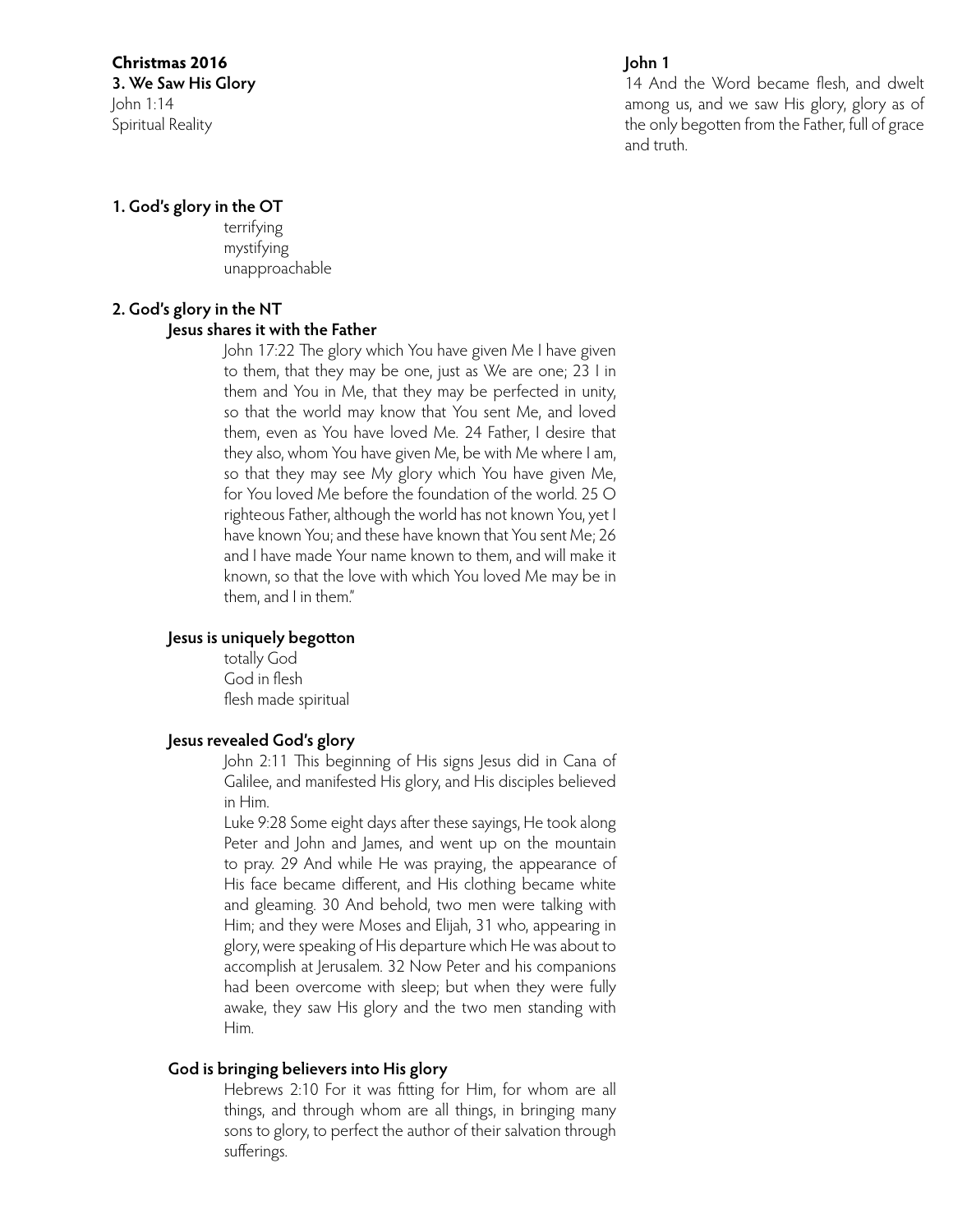**Christmas 2016**
**3. We Saw His Glory**
John 1:14
Spiritual Reality

**John 1**
14 And the Word became flesh, and dwelt among us, and we saw His glory, glory as of the only begotten from the Father, full of grace and truth.

## 1. God's glory in the OT

terrifying
mystifying
unapproachable

## 2. God's glory in the NT

### Jesus shares it with the Father

John 17:22 The glory which You have given Me I have given to them, that they may be one, just as We are one; 23 I in them and You in Me, that they may be perfected in unity, so that the world may know that You sent Me, and loved them, even as You have loved Me. 24 Father, I desire that they also, whom You have given Me, be with Me where I am, so that they may see My glory which You have given Me, for You loved Me before the foundation of the world. 25 O righteous Father, although the world has not known You, yet I have known You; and these have known that You sent Me; 26 and I have made Your name known to them, and will make it known, so that the love with which You loved Me may be in them, and I in them."

### Jesus is uniquely begotton

totally God
God in flesh
flesh made spiritual

### Jesus revealed God's glory

John 2:11 This beginning of His signs Jesus did in Cana of Galilee, and manifested His glory, and His disciples believed in Him.

Luke 9:28 Some eight days after these sayings, He took along Peter and John and James, and went up on the mountain to pray. 29 And while He was praying, the appearance of His face became different, and His clothing became white and gleaming. 30 And behold, two men were talking with Him; and they were Moses and Elijah, 31 who, appearing in glory, were speaking of His departure which He was about to accomplish at Jerusalem. 32 Now Peter and his companions had been overcome with sleep; but when they were fully awake, they saw His glory and the two men standing with Him.

### God is bringing believers into His glory

Hebrews 2:10 For it was fitting for Him, for whom are all things, and through whom are all things, in bringing many sons to glory, to perfect the author of their salvation through sufferings.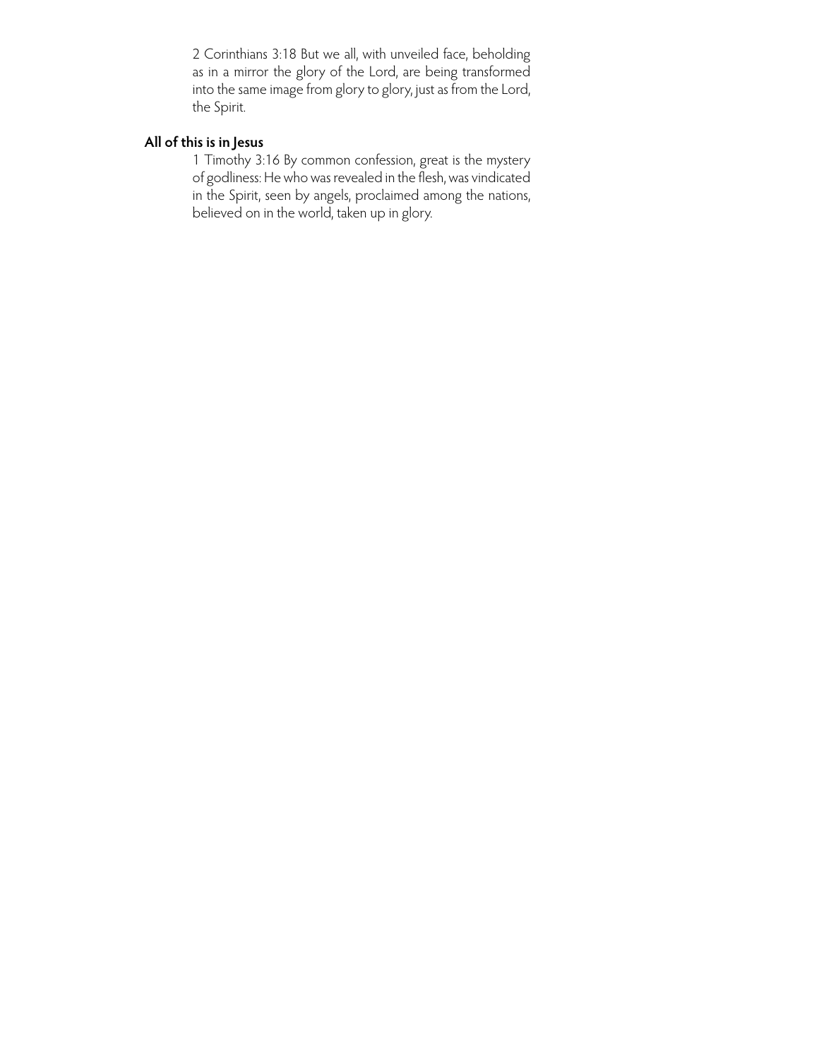2 Corinthians 3:18 But we all, with unveiled face, beholding as in a mirror the glory of the Lord, are being transformed into the same image from glory to glory, just as from the Lord, the Spirit.

**All of this is in Jesus**

1 Timothy 3:16 By common confession, great is the mystery of godliness: He who was revealed in the flesh, was vindicated in the Spirit, seen by angels, proclaimed among the nations, believed on in the world, taken up in glory.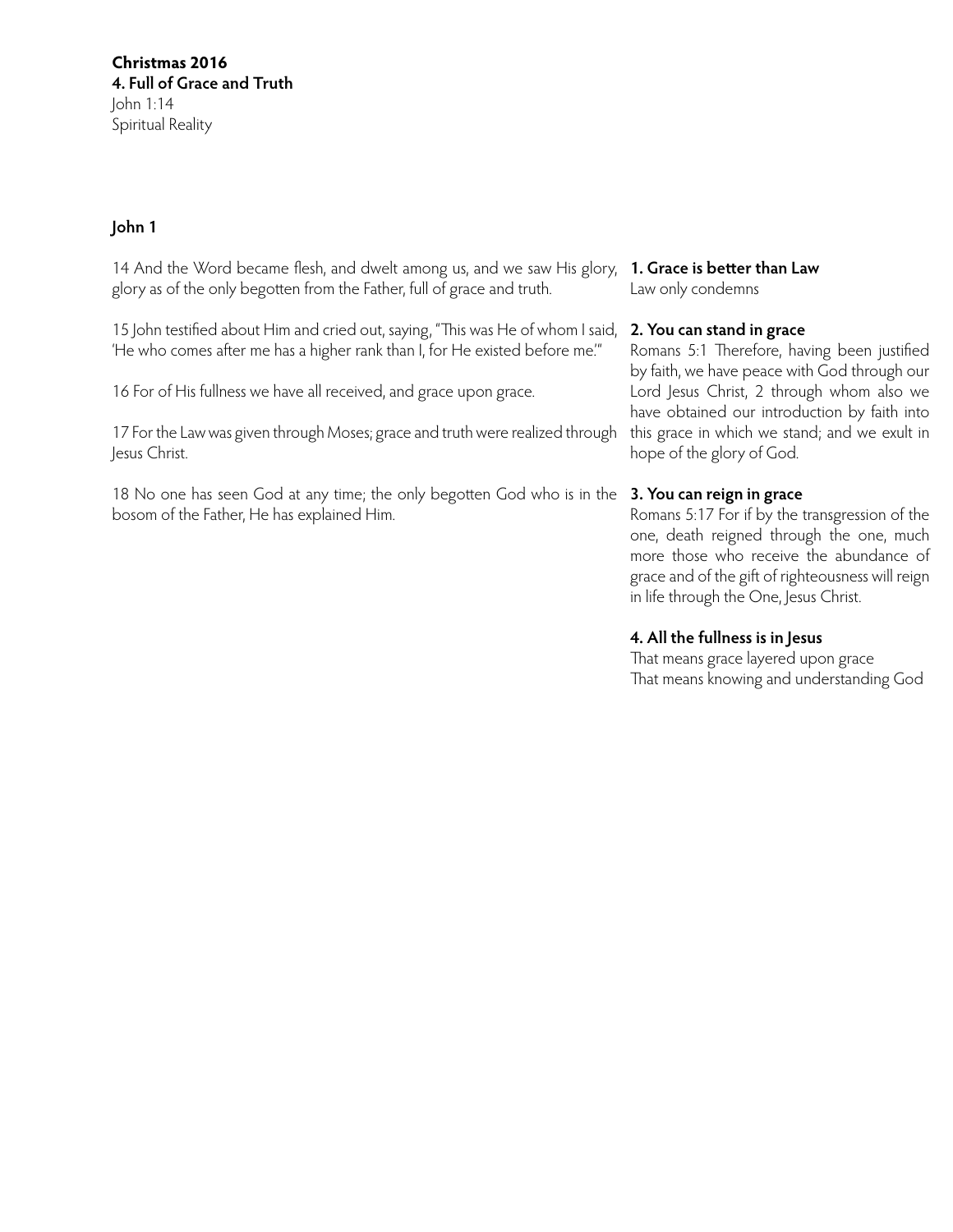**Christmas 2016**
**4. Full of Grace and Truth**
John 1:14
Spiritual Reality

## John 1

14 And the Word became flesh, and dwelt among us, and we saw His glory, glory as of the only begotten from the Father, full of grace and truth.

15 John testified about Him and cried out, saying, "This was He of whom I said, 'He who comes after me has a higher rank than I, for He existed before me.'"

16 For of His fullness we have all received, and grace upon grace.

17 For the Law was given through Moses; grace and truth were realized through Jesus Christ.

18 No one has seen God at any time; the only begotten God who is in the bosom of the Father, He has explained Him.

**1. Grace is better than Law**
Law only condemns

**2. You can stand in grace**
Romans 5:1 Therefore, having been justified by faith, we have peace with God through our Lord Jesus Christ, 2 through whom also we have obtained our introduction by faith into this grace in which we stand; and we exult in hope of the glory of God.

**3. You can reign in grace**
Romans 5:17 For if by the transgression of the one, death reigned through the one, much more those who receive the abundance of grace and of the gift of righteousness will reign in life through the One, Jesus Christ.

**4. All the fullness is in Jesus**
That means grace layered upon grace
That means knowing and understanding God